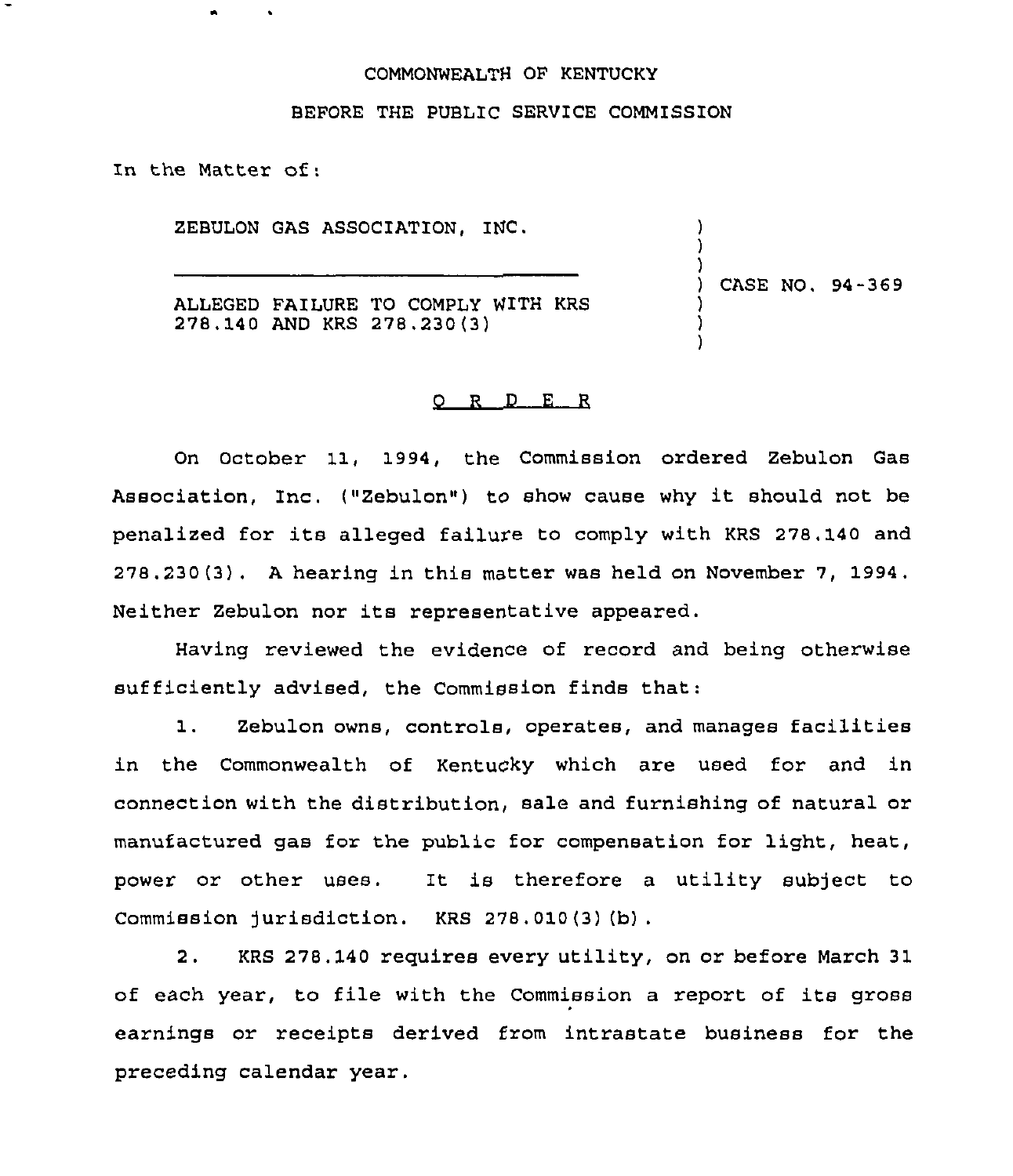COMMONWEALTH OF KENTUCKY

BEFORE THE PUBLIC SERVICE COMMISSION

In the Matter of:

ZEBULON GAS ASSOCIATION, INC.

ALLEGED FAILURE TO COMPLY WITH KRS 278.140 AND KRS 278.230(3)

) CASE NO. 94-369

O R D E R

On October 11, 1994, the Commission ordered Zebulon Gas Association, Inc. ("Zebulon") to show cause why it should not be penalized for its alleged failure to comply with KRS 278.140 and 278.230(3). A hearing in this matter was held on November 7, 1994. Neither Zebulon nor its representative appeared.

Having reviewed the evidence of record and being otherwise sufficiently advised, the Commission finds that:

1. Zebulon owns, controls, operates, and manages facilities in the Commonwealth of Kentucky which are used for and in connection with the distribution, sale and furnishing of natural or manufactured gas for the public for compensation for light, heat, power or other uses. It is therefore a utility subject to Commission jurisdiction. KRS 278.010(3)(b).

2. KRS 278.140 requires every utility, on or before March 31 of each year, to file with the Commission a report of its gross earnings or receipts derived from intrastate business for the preceding calendar year.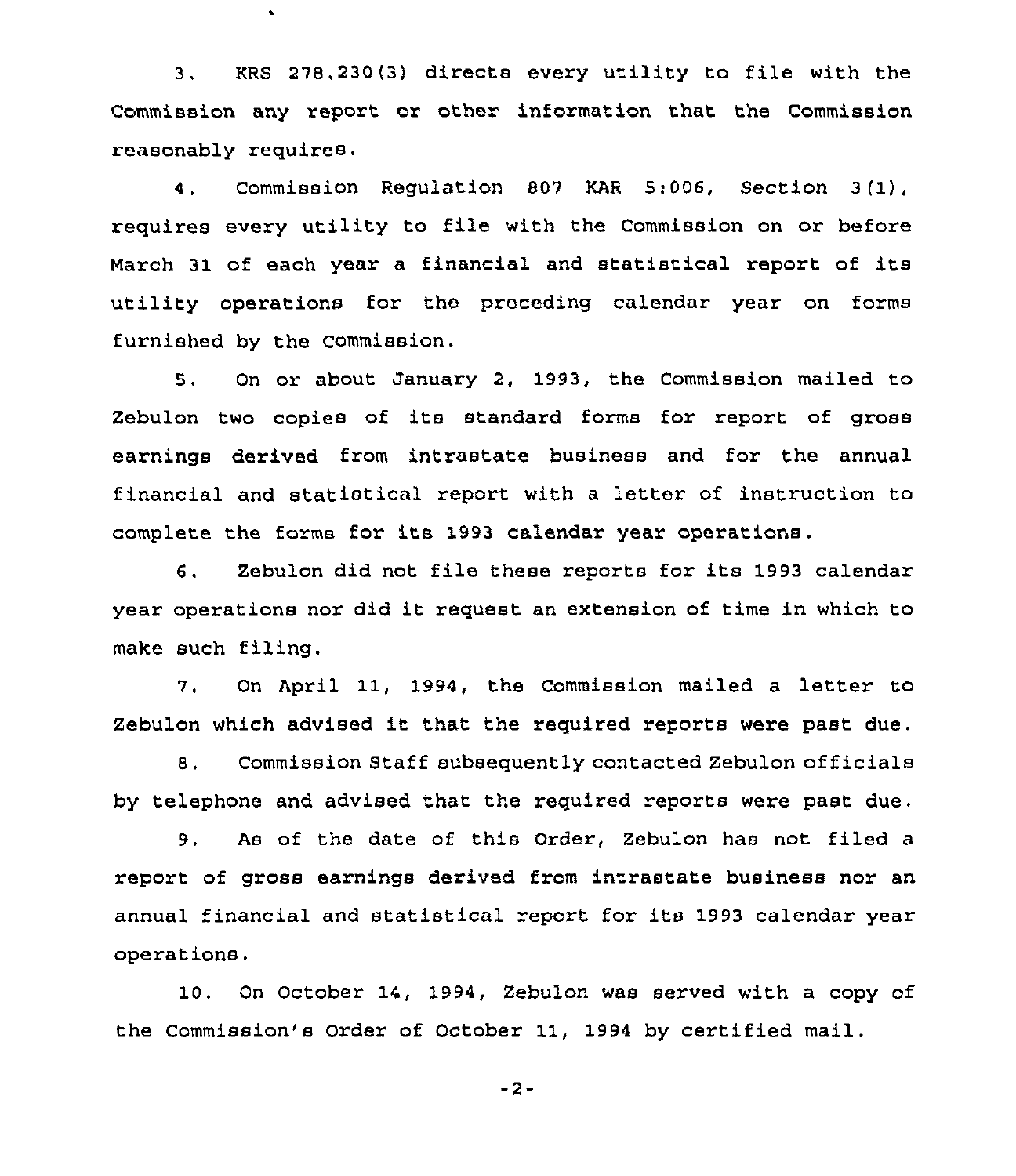3. KRS 278.230(3) directs every utility to file with the Commission any report or other information that the Commission reasonably requires.

4. Commission Regulation 807 KAR 5:006, Section 3(1), requires every utility to file with the Commission on or before March 31 of each year a financial and statistical report of its utility operations for the preceding calendar year on forms furnished by the Commission.

5. On or about January 2, 1993, the Commission mailed to Zebulon two copies of its standard forms for report of gross earnings derived from intrastate business and for the annual financial and statistical report with a letter of instruction to complete the forms for its 1993 calendar year operations.

6. Zebulon did not file these reports for its 1993 calendar year operations nor did it request an extension of time in which to make such filing.

7. On April 11, 1994, the Commission mailed a letter to Zebulon which advised it that the required reports were past due.

8. Commission Staff subsequently contacted Zebulon officials by telephone and advised that the required reports were past due.

9. As of the date of this Order, Zebulon has not filed a report of gross earnings derived from intrastate business nor an annual financial and statistical report for its 1993 calendar year operations.

10. On October 14, 1994, Zebulon was served with a copy of the Commission's Order of October 11, 1994 by certified mail.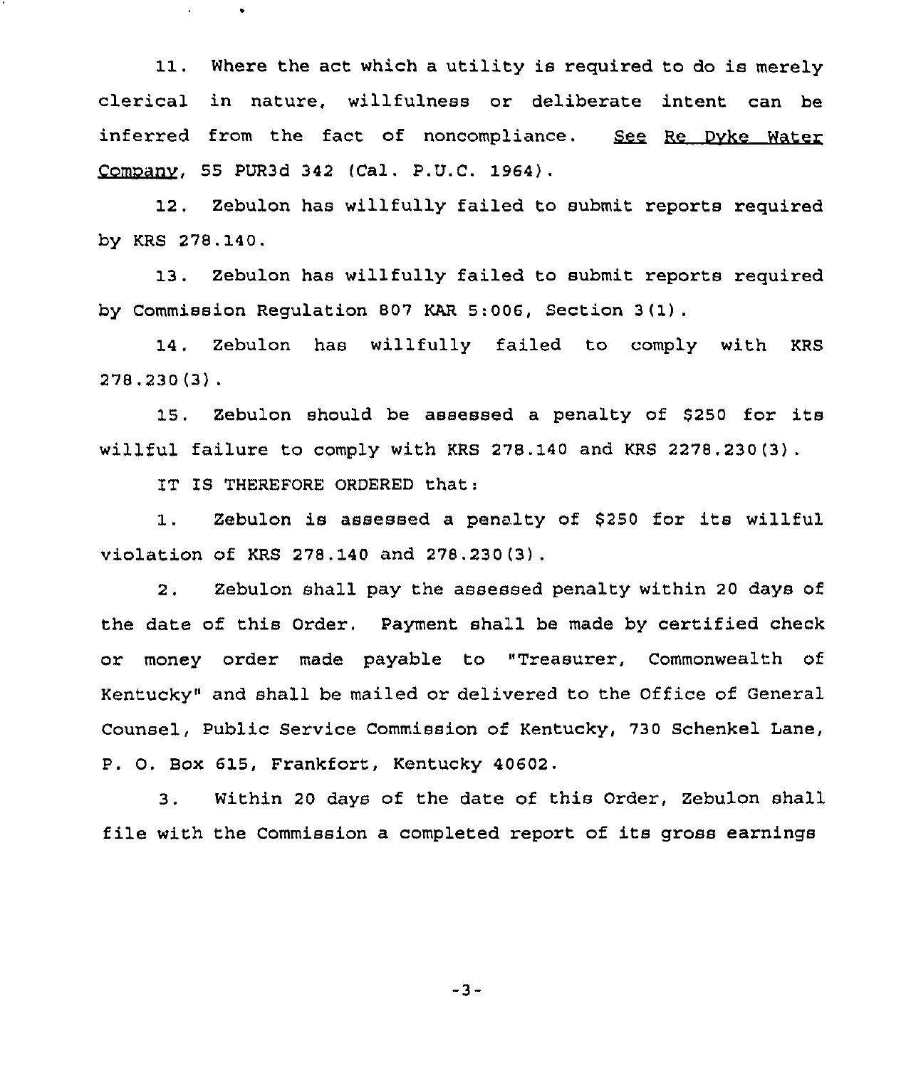11. Where the act which a utility is required to do is merely clerical in nature, willfulness or deliberate intent can be inferred from the fact of noncompliance. See Re Dyke Water Company, 55 PUR3d 342 (Cal. P.U.C. 1964).

12. Zebulon has willfully failed to submit reports required by KRS 278.140.

13. Zebulon has willfully failed to submit reports required by Commission Regulation 807 KAR 5:006, Section 3(1).

14. Zebulon has willfully failed to comply with KRS 278.230(3).

15. Zebulon should be assessed a penalty of $250 for its willful failure to comply with KRS 278.140 and KRS 2278.230(3).

IT IS THEREFORE ORDERED that:

1. Zebulon is assessed a penalty of $250 for its willful violation of KRS 278.140 and 278.230(3).

2. Zebulon shall pay the assessed penalty within 20 days of the date of this Order. Payment shall be made by certified check or money order made payable to "Treasurer, Commonwealth of Kentucky" and shall be mailed or delivered to the Office of General Counsel, Public Service Commission of Kentucky, 730 Schenkel Lane, P. O. Box 615, Frankfort, Kentucky 40602.

3. Within 20 days of the date of this Order, Zebulon shall file with the Commission a completed report of its gross earnings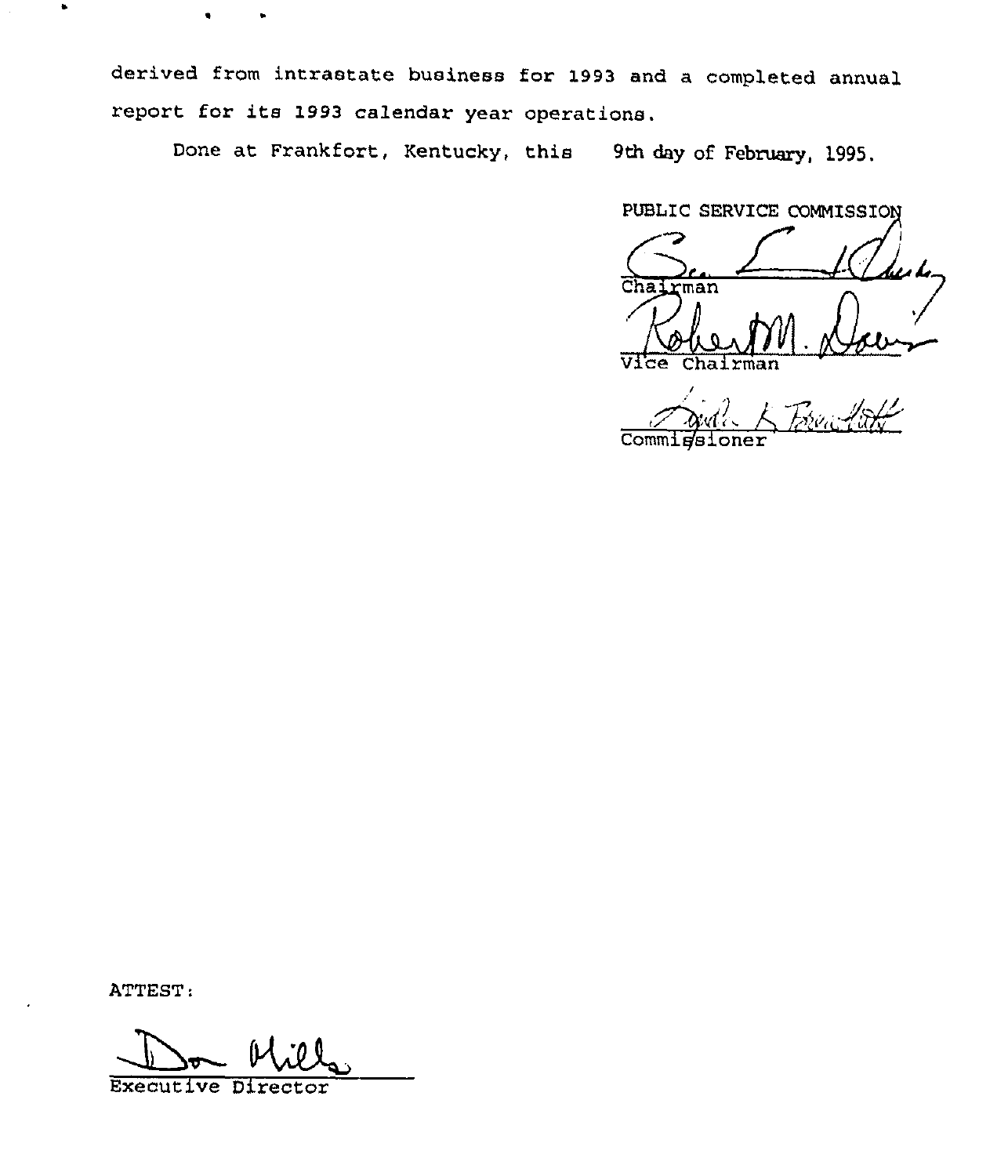derived from intrastate business for 1993 and a completed annual report for its 1993 calendar year operations.

Done at Frankfort, Kentucky, this 9th day of February, 1995.

PUBLIC SERVICE COMMISSION

Chairman

Vice Chairman

Commissioner

ATTEST:

Executive Director